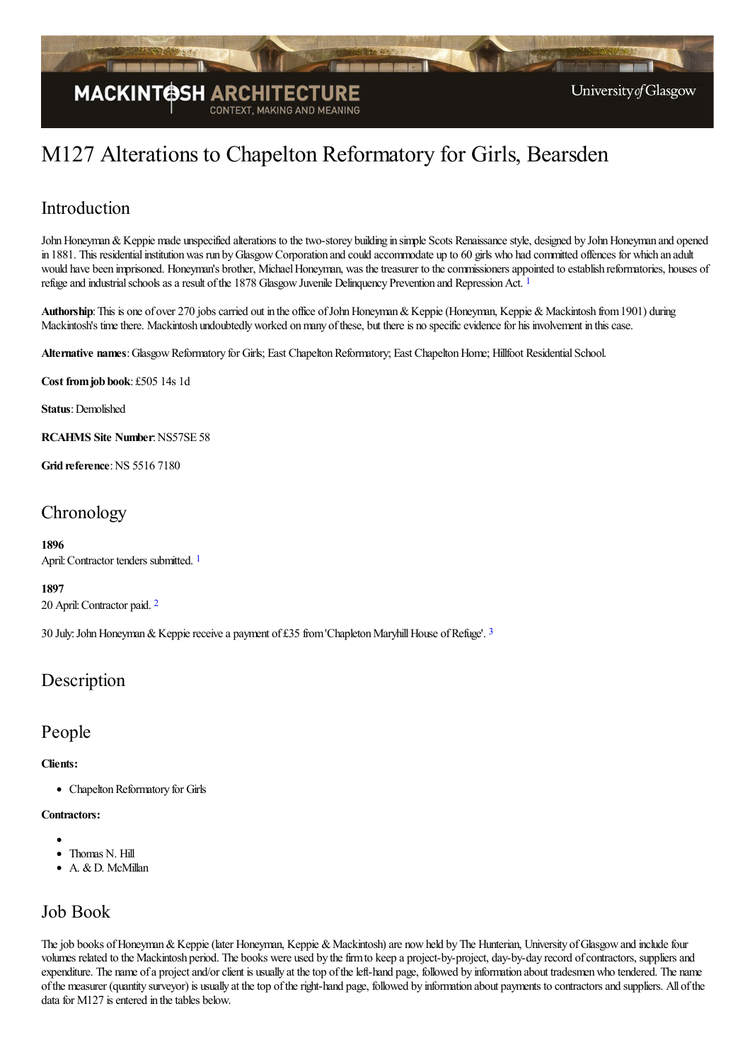# M127 Alterations to Chapelton Reformatory for Girls, Bearsden

## Introduction

John Honeyman & Keppie made unspecified alterations to the two-storey building in simple Scots Renaissance style, designed by John Honeyman and opened in 1881. This residential institution was run by Glasgow Corporation and could accommodate up to 60 girls who had committed offences for which an adult would have been imprisoned. Honeyman's brother, Michael Honeyman, was the treasurer to the commissioners appointed to establish reformatories, houses of refuge and industrial schools as a result of the 1878 Glasgow Juvenile Delinquency Prevention and Repression Act. [1]

**Authorship**: This is one of over 270 jobs carried out in the office of John Honeyman & Keppie (Honeyman, Keppie & Mackintosh from 1901) during Mackintosh's time there. Mackintosh undoubtedly worked on many of these, but there is no specific evidence for his involvement in this case.

**Alternative names**: Glasgow Reformatory for Girls; East Chapelton Reformatory; East Chapelton Home; Hillfoot Residential School.

**Cost from job book**: £505 14s 1d

**Status**: Demolished

**RCAHMS Site Number**: NS57SE 58

**Grid reference**: NS 5516 7180

## Chronology

**1896**
April: Contractor tenders submitted. [1]

**1897**
20 April: Contractor paid. [2]

30 July: John Honeyman & Keppie receive a payment of £35 from 'Chapleton Maryhill House of Refuge'. [3]

## Description

## People

**Clients:**

- Chapelton Reformatory for Girls

**Contractors:**

- 
- Thomas N. Hill
- A. & D. McMillan

## Job Book

The job books of Honeyman & Keppie (later Honeyman, Keppie & Mackintosh) are now held by The Hunterian, University of Glasgow and include four volumes related to the Mackintosh period. The books were used by the firm to keep a project-by-project, day-by-day record of contractors, suppliers and expenditure. The name of a project and/or client is usually at the top of the left-hand page, followed by information about tradesmen who tendered. The name of the measurer (quantity surveyor) is usually at the top of the right-hand page, followed by information about payments to contractors and suppliers. All of the data for M127 is entered in the tables below.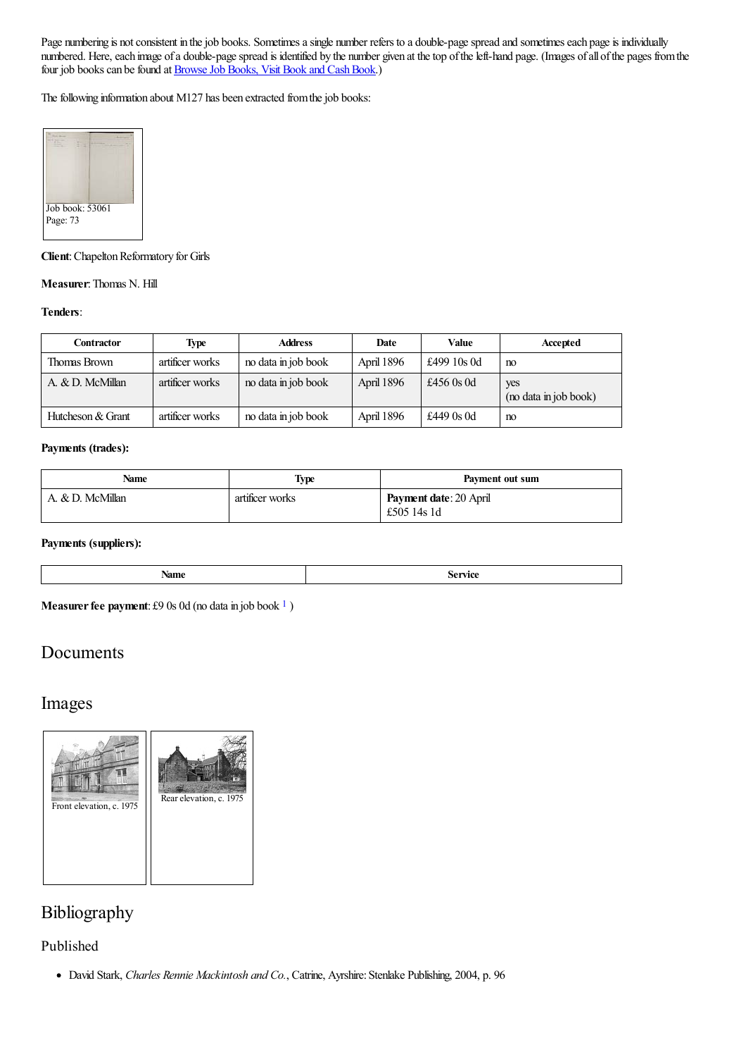Page numbering is not consistent in the job books. Sometimes a single number refers to a double-page spread and sometimes each page is individually numbered. Here, each image of a double-page spread is identified by the number given at the top of the left-hand page. (Images of all of the pages from the four job books can be found at Browse Job Books, Visit Book and Cash Book.)

The following information about M127 has been extracted from the job books:

Job book: 53061
Page: 73

**Client**: Chapelton Reformatory for Girls

**Measurer**: Thomas N. Hill

**Tenders**:

| Contractor | Type | Address | Date | Value | Accepted |
|---|---|---|---|---|---|
| Thomas Brown | artificer works | no data in job book | April 1896 | £499 10s 0d | no |
| A. & D. McMillan | artificer works | no data in job book | April 1896 | £456 0s 0d | yes (no data in job book) |
| Hutcheson & Grant | artificer works | no data in job book | April 1896 | £449 0s 0d | no |

**Payments (trades):**

| Name | Type | Payment out sum |
|---|---|---|
| A. & D. McMillan | artificer works | **Payment date**: 20 April £505 14s 1d |

**Payments (suppliers):**

| Name | Service |
|---|---|

**Measurer fee payment**: £9 0s 0d (no data in job book [1] )

## Documents

## Images

Front elevation, c. 1975

Rear elevation, c. 1975

## Bibliography

### Published

- David Stark, *Charles Rennie Mackintosh and Co.*, Catrine, Ayrshire: Stenlake Publishing, 2004, p. 96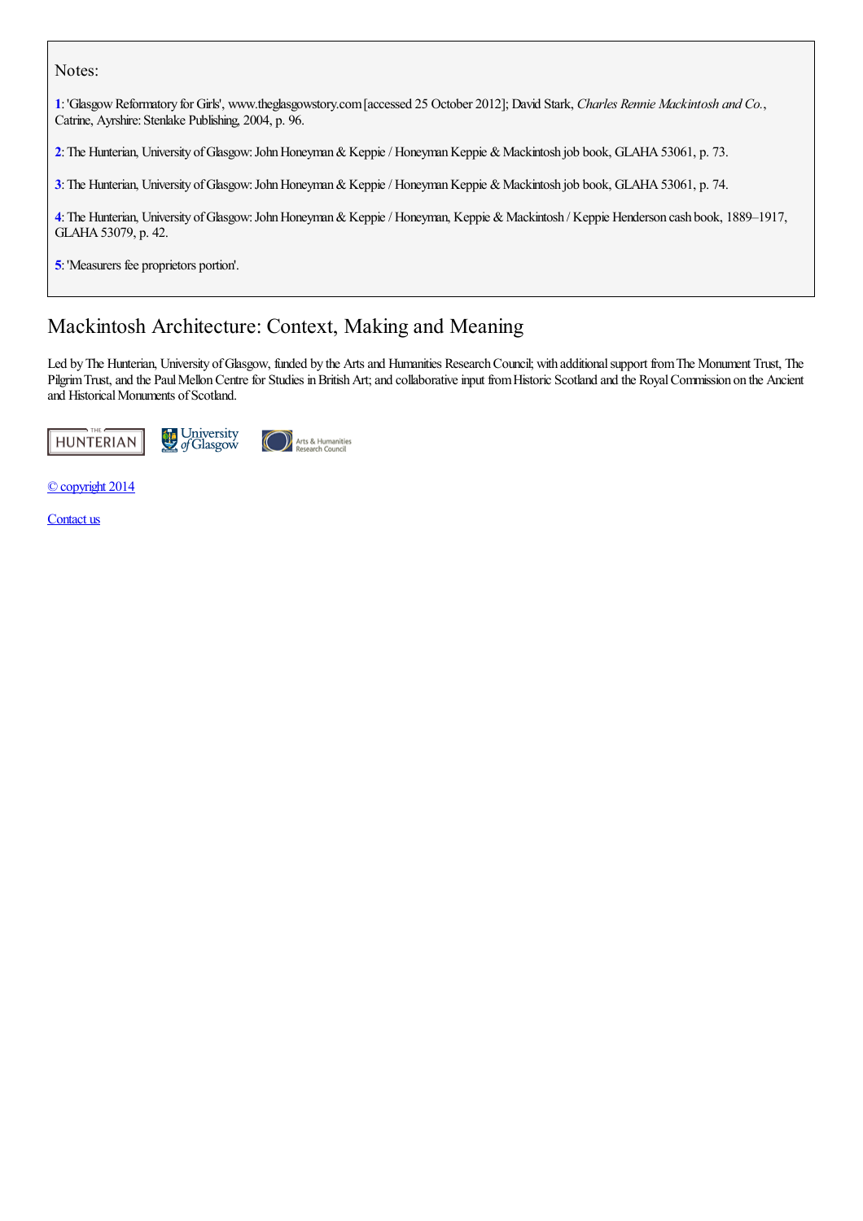Notes:

1: 'Glasgow Reformatory for Girls', www.theglasgowstory.com [accessed 25 October 2012]; David Stark, *Charles Rennie Mackintosh and Co.*, Catrine, Ayrshire: Stenlake Publishing, 2004, p. 96.

2: The Hunterian, University of Glasgow: John Honeyman & Keppie / Honeyman Keppie & Mackintosh job book, GLAHA 53061, p. 73.

3: The Hunterian, University of Glasgow: John Honeyman & Keppie / Honeyman Keppie & Mackintosh job book, GLAHA 53061, p. 74.

4: The Hunterian, University of Glasgow: John Honeyman & Keppie / Honeyman, Keppie & Mackintosh / Keppie Henderson cash book, 1889–1917, GLAHA 53079, p. 42.

5: 'Measurers fee proprietors portion'.

## Mackintosh Architecture: Context, Making and Meaning

Led by The Hunterian, University of Glasgow, funded by the Arts and Humanities Research Council; with additional support from The Monument Trust, The Pilgrim Trust, and the Paul Mellon Centre for Studies in British Art; and collaborative input from Historic Scotland and the Royal Commission on the Ancient and Historical Monuments of Scotland.

THE HUNTERIAN University of Glasgow Arts & Humanities Research Council

© copyright 2014

Contact us